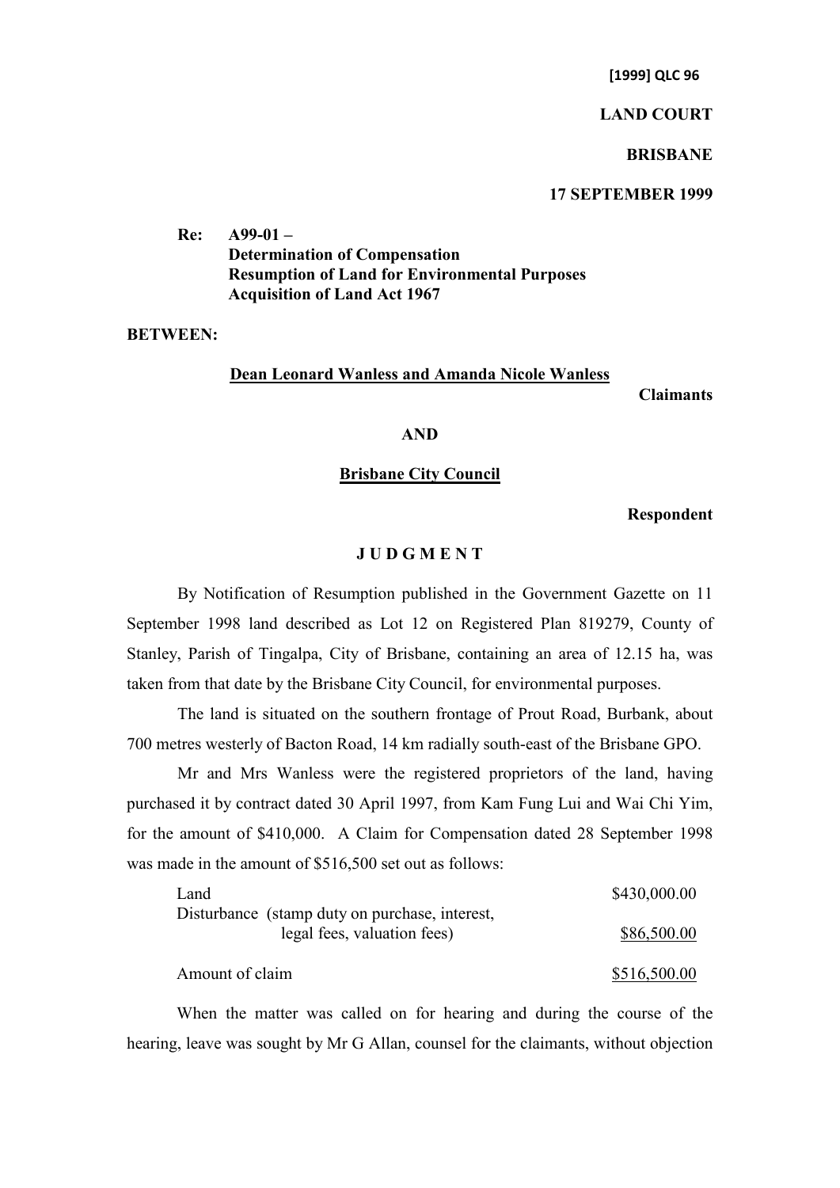**[1999] QLC 96**

**LAND COURT**

**BRISBANE**

**17 SEPTEMBER 1999**

**Re: A99-01 –**
**Determination of Compensation**
**Resumption of Land for Environmental Purposes**
**Acquisition of Land Act 1967**

**BETWEEN:**

**Dean Leonard Wanless and Amanda Nicole Wanless**

**Claimants**

**AND**

**Brisbane City Council**

**Respondent**

## J U D G M E N T

By Notification of Resumption published in the Government Gazette on 11 September 1998 land described as Lot 12 on Registered Plan 819279, County of Stanley, Parish of Tingalpa, City of Brisbane, containing an area of 12.15 ha, was taken from that date by the Brisbane City Council, for environmental purposes.

The land is situated on the southern frontage of Prout Road, Burbank, about 700 metres westerly of Bacton Road, 14 km radially south-east of the Brisbane GPO.

Mr and Mrs Wanless were the registered proprietors of the land, having purchased it by contract dated 30 April 1997, from Kam Fung Lui and Wai Chi Yim, for the amount of $410,000. A Claim for Compensation dated 28 September 1998 was made in the amount of $516,500 set out as follows:

| | |
|---|---|
| Land | $430,000.00 |
| Disturbance (stamp duty on purchase, interest, legal fees, valuation fees) | $86,500.00 |
| Amount of claim | $516,500.00 |

When the matter was called on for hearing and during the course of the hearing, leave was sought by Mr G Allan, counsel for the claimants, without objection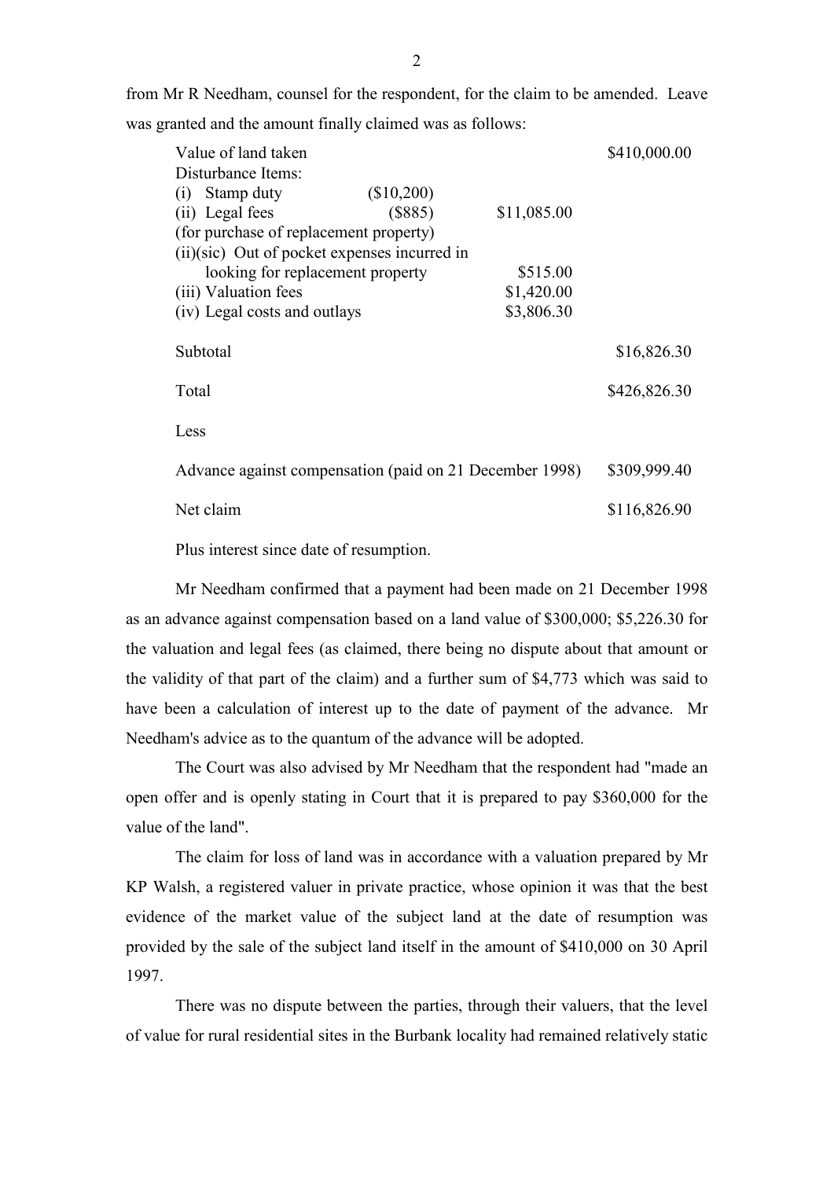from Mr R Needham, counsel for the respondent, for the claim to be amended. Leave was granted and the amount finally claimed was as follows:

| | | | |
|---|---|---|---|
| Value of land taken | | | $410,000.00 |
| Disturbance Items: | | | |
| (i) Stamp duty | ($10,200) | | |
| (ii) Legal fees | ($885) | $11,085.00 | |
| (for purchase of replacement property) | | | |
| (ii)(sic) Out of pocket expenses incurred in looking for replacement property | | $515.00 | |
| (iii) Valuation fees | | $1,420.00 | |
| (iv) Legal costs and outlays | | $3,806.30 | |
| Subtotal | | | $16,826.30 |
| Total | | | $426,826.30 |
| Less | | | |
| Advance against compensation (paid on 21 December 1998) | | | $309,999.40 |
| Net claim | | | $116,826.90 |

Plus interest since date of resumption.

Mr Needham confirmed that a payment had been made on 21 December 1998 as an advance against compensation based on a land value of $300,000; $5,226.30 for the valuation and legal fees (as claimed, there being no dispute about that amount or the validity of that part of the claim) and a further sum of $4,773 which was said to have been a calculation of interest up to the date of payment of the advance. Mr Needham's advice as to the quantum of the advance will be adopted.

The Court was also advised by Mr Needham that the respondent had "made an open offer and is openly stating in Court that it is prepared to pay $360,000 for the value of the land".

The claim for loss of land was in accordance with a valuation prepared by Mr KP Walsh, a registered valuer in private practice, whose opinion it was that the best evidence of the market value of the subject land at the date of resumption was provided by the sale of the subject land itself in the amount of $410,000 on 30 April 1997.

There was no dispute between the parties, through their valuers, that the level of value for rural residential sites in the Burbank locality had remained relatively static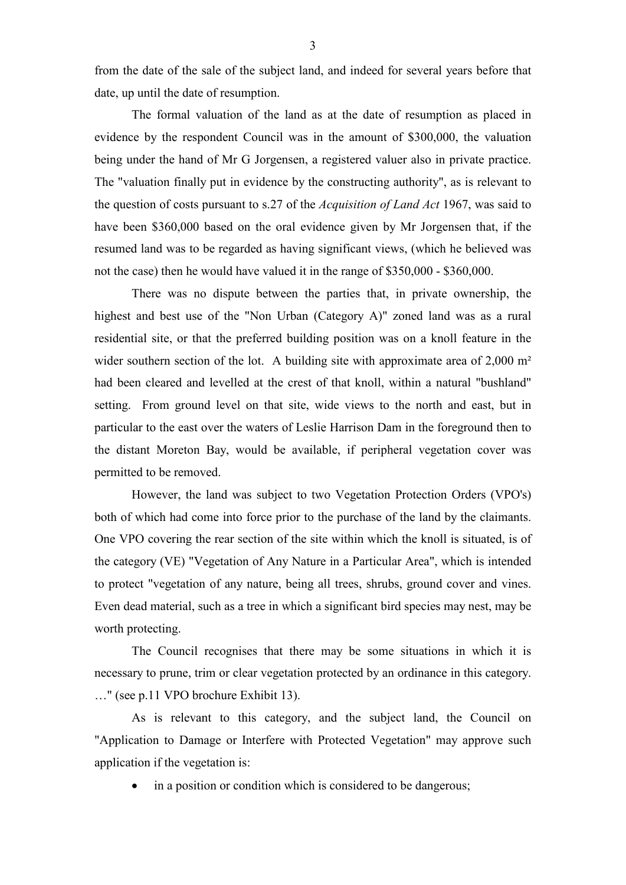from the date of the sale of the subject land, and indeed for several years before that date, up until the date of resumption.

The formal valuation of the land as at the date of resumption as placed in evidence by the respondent Council was in the amount of $300,000, the valuation being under the hand of Mr G Jorgensen, a registered valuer also in private practice. The "valuation finally put in evidence by the constructing authority", as is relevant to the question of costs pursuant to s.27 of the *Acquisition of Land Act* 1967, was said to have been $360,000 based on the oral evidence given by Mr Jorgensen that, if the resumed land was to be regarded as having significant views, (which he believed was not the case) then he would have valued it in the range of $350,000 - $360,000.

There was no dispute between the parties that, in private ownership, the highest and best use of the "Non Urban (Category A)" zoned land was as a rural residential site, or that the preferred building position was on a knoll feature in the wider southern section of the lot. A building site with approximate area of 2,000 m² had been cleared and levelled at the crest of that knoll, within a natural "bushland" setting. From ground level on that site, wide views to the north and east, but in particular to the east over the waters of Leslie Harrison Dam in the foreground then to the distant Moreton Bay, would be available, if peripheral vegetation cover was permitted to be removed.

However, the land was subject to two Vegetation Protection Orders (VPO's) both of which had come into force prior to the purchase of the land by the claimants. One VPO covering the rear section of the site within which the knoll is situated, is of the category (VE) "Vegetation of Any Nature in a Particular Area", which is intended to protect "vegetation of any nature, being all trees, shrubs, ground cover and vines. Even dead material, such as a tree in which a significant bird species may nest, may be worth protecting.

The Council recognises that there may be some situations in which it is necessary to prune, trim or clear vegetation protected by an ordinance in this category. …" (see p.11 VPO brochure Exhibit 13).

As is relevant to this category, and the subject land, the Council on "Application to Damage or Interfere with Protected Vegetation" may approve such application if the vegetation is:

- in a position or condition which is considered to be dangerous;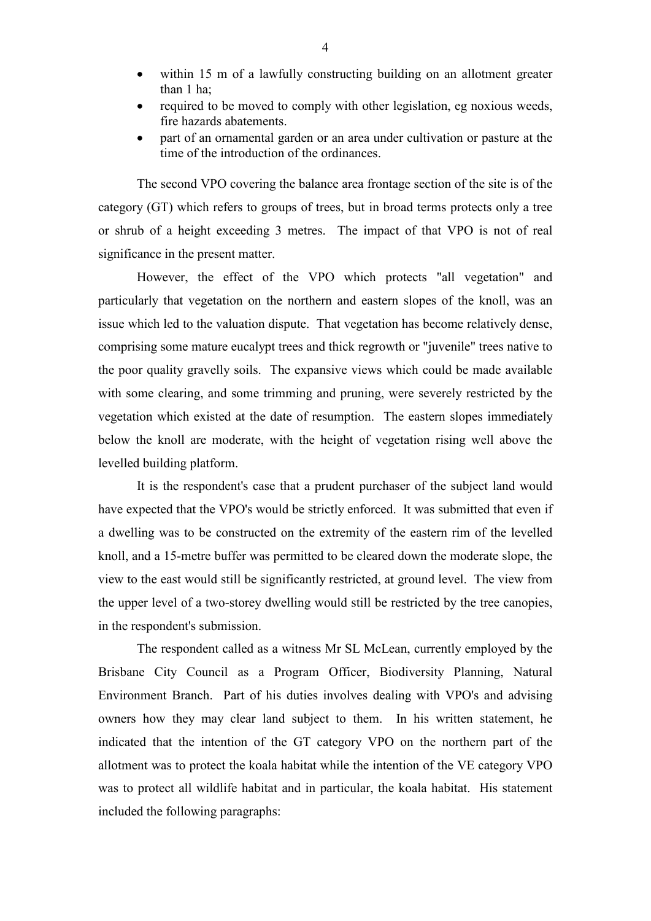- within 15 m of a lawfully constructing building on an allotment greater than 1 ha;
- required to be moved to comply with other legislation, eg noxious weeds, fire hazards abatements.
- part of an ornamental garden or an area under cultivation or pasture at the time of the introduction of the ordinances.

The second VPO covering the balance area frontage section of the site is of the category (GT) which refers to groups of trees, but in broad terms protects only a tree or shrub of a height exceeding 3 metres. The impact of that VPO is not of real significance in the present matter.

However, the effect of the VPO which protects "all vegetation" and particularly that vegetation on the northern and eastern slopes of the knoll, was an issue which led to the valuation dispute. That vegetation has become relatively dense, comprising some mature eucalypt trees and thick regrowth or "juvenile" trees native to the poor quality gravelly soils. The expansive views which could be made available with some clearing, and some trimming and pruning, were severely restricted by the vegetation which existed at the date of resumption. The eastern slopes immediately below the knoll are moderate, with the height of vegetation rising well above the levelled building platform.

It is the respondent's case that a prudent purchaser of the subject land would have expected that the VPO's would be strictly enforced. It was submitted that even if a dwelling was to be constructed on the extremity of the eastern rim of the levelled knoll, and a 15-metre buffer was permitted to be cleared down the moderate slope, the view to the east would still be significantly restricted, at ground level. The view from the upper level of a two-storey dwelling would still be restricted by the tree canopies, in the respondent's submission.

The respondent called as a witness Mr SL McLean, currently employed by the Brisbane City Council as a Program Officer, Biodiversity Planning, Natural Environment Branch. Part of his duties involves dealing with VPO's and advising owners how they may clear land subject to them. In his written statement, he indicated that the intention of the GT category VPO on the northern part of the allotment was to protect the koala habitat while the intention of the VE category VPO was to protect all wildlife habitat and in particular, the koala habitat. His statement included the following paragraphs: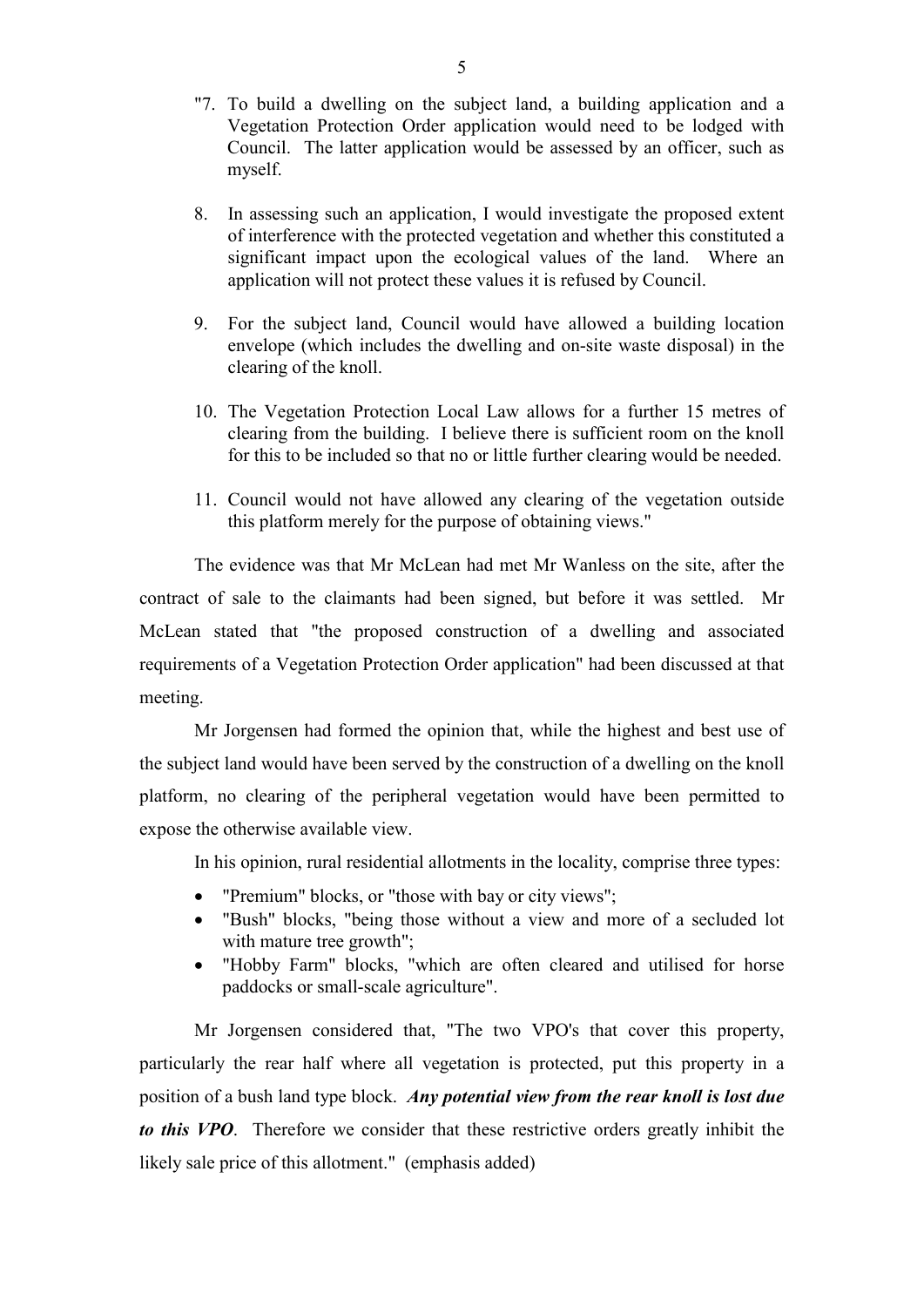"7. To build a dwelling on the subject land, a building application and a Vegetation Protection Order application would need to be lodged with Council. The latter application would be assessed by an officer, such as myself.

8. In assessing such an application, I would investigate the proposed extent of interference with the protected vegetation and whether this constituted a significant impact upon the ecological values of the land. Where an application will not protect these values it is refused by Council.

9. For the subject land, Council would have allowed a building location envelope (which includes the dwelling and on-site waste disposal) in the clearing of the knoll.

10. The Vegetation Protection Local Law allows for a further 15 metres of clearing from the building. I believe there is sufficient room on the knoll for this to be included so that no or little further clearing would be needed.

11. Council would not have allowed any clearing of the vegetation outside this platform merely for the purpose of obtaining views."

The evidence was that Mr McLean had met Mr Wanless on the site, after the contract of sale to the claimants had been signed, but before it was settled. Mr McLean stated that "the proposed construction of a dwelling and associated requirements of a Vegetation Protection Order application" had been discussed at that meeting.

Mr Jorgensen had formed the opinion that, while the highest and best use of the subject land would have been served by the construction of a dwelling on the knoll platform, no clearing of the peripheral vegetation would have been permitted to expose the otherwise available view.

In his opinion, rural residential allotments in the locality, comprise three types:

- "Premium" blocks, or "those with bay or city views";
- "Bush" blocks, "being those without a view and more of a secluded lot with mature tree growth";
- "Hobby Farm" blocks, "which are often cleared and utilised for horse paddocks or small-scale agriculture".

Mr Jorgensen considered that, "The two VPO's that cover this property, particularly the rear half where all vegetation is protected, put this property in a position of a bush land type block. ***Any potential view from the rear knoll is lost due to this VPO***. Therefore we consider that these restrictive orders greatly inhibit the likely sale price of this allotment." (emphasis added)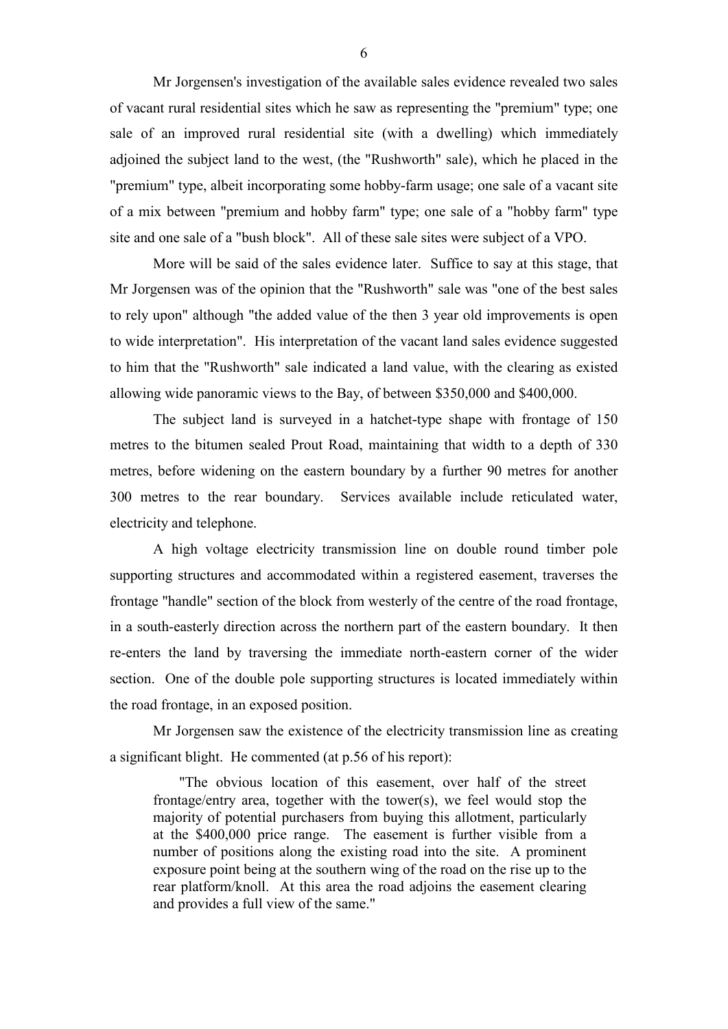Mr Jorgensen's investigation of the available sales evidence revealed two sales of vacant rural residential sites which he saw as representing the "premium" type; one sale of an improved rural residential site (with a dwelling) which immediately adjoined the subject land to the west, (the "Rushworth" sale), which he placed in the "premium" type, albeit incorporating some hobby-farm usage; one sale of a vacant site of a mix between "premium and hobby farm" type; one sale of a "hobby farm" type site and one sale of a "bush block". All of these sale sites were subject of a VPO.

More will be said of the sales evidence later. Suffice to say at this stage, that Mr Jorgensen was of the opinion that the "Rushworth" sale was "one of the best sales to rely upon" although "the added value of the then 3 year old improvements is open to wide interpretation". His interpretation of the vacant land sales evidence suggested to him that the "Rushworth" sale indicated a land value, with the clearing as existed allowing wide panoramic views to the Bay, of between $350,000 and $400,000.

The subject land is surveyed in a hatchet-type shape with frontage of 150 metres to the bitumen sealed Prout Road, maintaining that width to a depth of 330 metres, before widening on the eastern boundary by a further 90 metres for another 300 metres to the rear boundary. Services available include reticulated water, electricity and telephone.

A high voltage electricity transmission line on double round timber pole supporting structures and accommodated within a registered easement, traverses the frontage "handle" section of the block from westerly of the centre of the road frontage, in a south-easterly direction across the northern part of the eastern boundary. It then re-enters the land by traversing the immediate north-eastern corner of the wider section. One of the double pole supporting structures is located immediately within the road frontage, in an exposed position.

Mr Jorgensen saw the existence of the electricity transmission line as creating a significant blight. He commented (at p.56 of his report):

> "The obvious location of this easement, over half of the street frontage/entry area, together with the tower(s), we feel would stop the majority of potential purchasers from buying this allotment, particularly at the $400,000 price range. The easement is further visible from a number of positions along the existing road into the site. A prominent exposure point being at the southern wing of the road on the rise up to the rear platform/knoll. At this area the road adjoins the easement clearing and provides a full view of the same."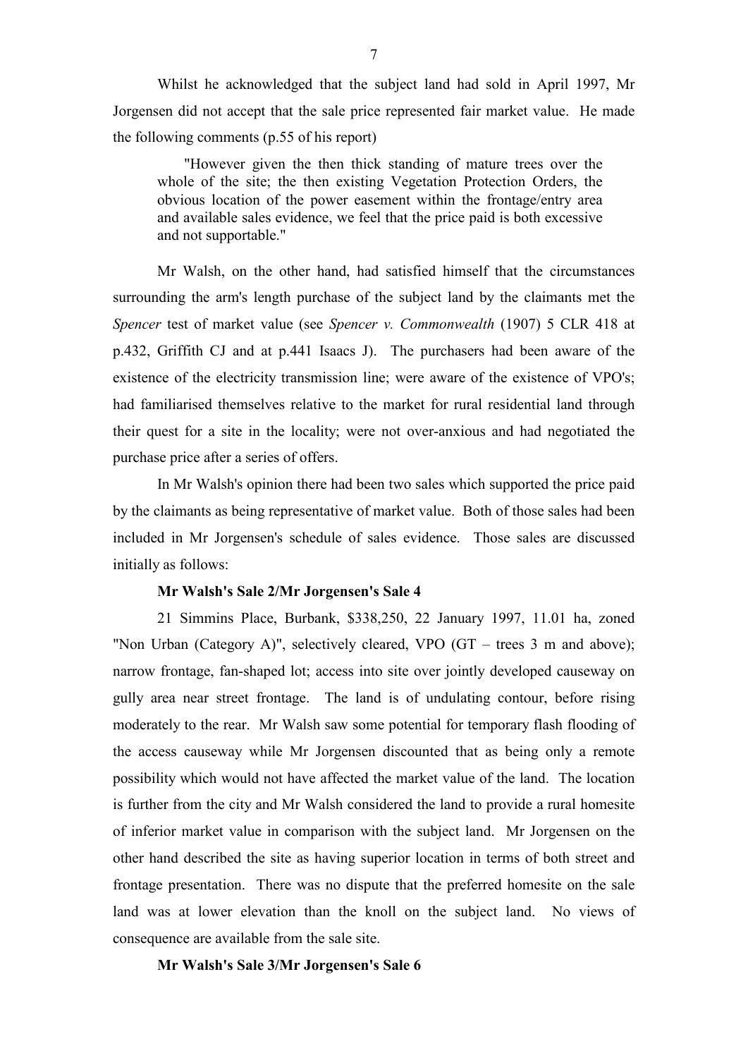Whilst he acknowledged that the subject land had sold in April 1997, Mr Jorgensen did not accept that the sale price represented fair market value. He made the following comments (p.55 of his report)

> "However given the then thick standing of mature trees over the whole of the site; the then existing Vegetation Protection Orders, the obvious location of the power easement within the frontage/entry area and available sales evidence, we feel that the price paid is both excessive and not supportable."

Mr Walsh, on the other hand, had satisfied himself that the circumstances surrounding the arm's length purchase of the subject land by the claimants met the *Spencer* test of market value (see *Spencer v. Commonwealth* (1907) 5 CLR 418 at p.432, Griffith CJ and at p.441 Isaacs J). The purchasers had been aware of the existence of the electricity transmission line; were aware of the existence of VPO's; had familiarised themselves relative to the market for rural residential land through their quest for a site in the locality; were not over-anxious and had negotiated the purchase price after a series of offers.

In Mr Walsh's opinion there had been two sales which supported the price paid by the claimants as being representative of market value. Both of those sales had been included in Mr Jorgensen's schedule of sales evidence. Those sales are discussed initially as follows:

**Mr Walsh's Sale 2/Mr Jorgensen's Sale 4**

21 Simmins Place, Burbank, $338,250, 22 January 1997, 11.01 ha, zoned "Non Urban (Category A)", selectively cleared, VPO (GT – trees 3 m and above); narrow frontage, fan-shaped lot; access into site over jointly developed causeway on gully area near street frontage. The land is of undulating contour, before rising moderately to the rear. Mr Walsh saw some potential for temporary flash flooding of the access causeway while Mr Jorgensen discounted that as being only a remote possibility which would not have affected the market value of the land. The location is further from the city and Mr Walsh considered the land to provide a rural homesite of inferior market value in comparison with the subject land. Mr Jorgensen on the other hand described the site as having superior location in terms of both street and frontage presentation. There was no dispute that the preferred homesite on the sale land was at lower elevation than the knoll on the subject land. No views of consequence are available from the sale site.

**Mr Walsh's Sale 3/Mr Jorgensen's Sale 6**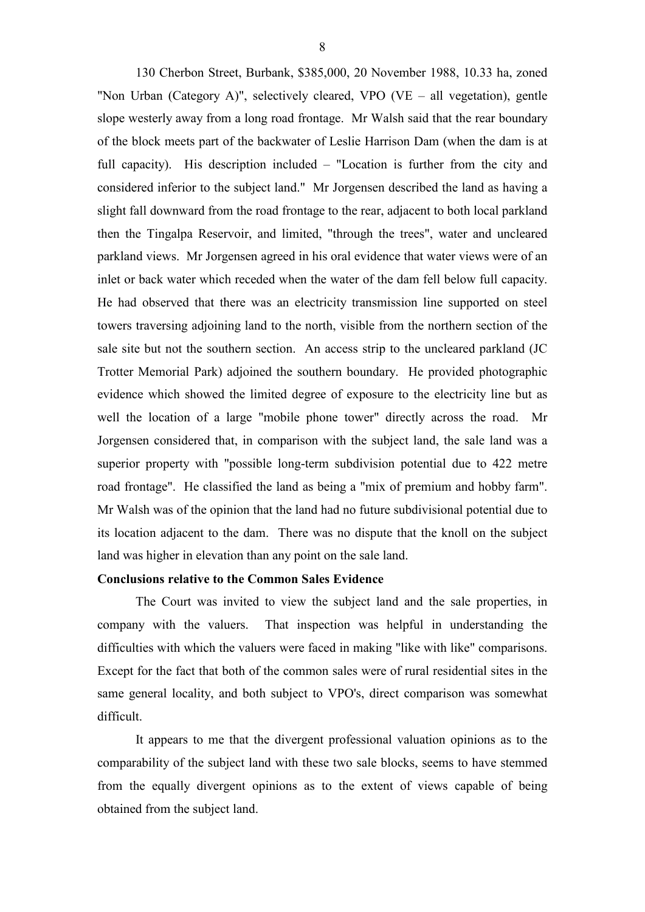130 Cherbon Street, Burbank, $385,000, 20 November 1988, 10.33 ha, zoned "Non Urban (Category A)", selectively cleared, VPO (VE – all vegetation), gentle slope westerly away from a long road frontage. Mr Walsh said that the rear boundary of the block meets part of the backwater of Leslie Harrison Dam (when the dam is at full capacity). His description included – "Location is further from the city and considered inferior to the subject land." Mr Jorgensen described the land as having a slight fall downward from the road frontage to the rear, adjacent to both local parkland then the Tingalpa Reservoir, and limited, "through the trees", water and uncleared parkland views. Mr Jorgensen agreed in his oral evidence that water views were of an inlet or back water which receded when the water of the dam fell below full capacity. He had observed that there was an electricity transmission line supported on steel towers traversing adjoining land to the north, visible from the northern section of the sale site but not the southern section. An access strip to the uncleared parkland (JC Trotter Memorial Park) adjoined the southern boundary. He provided photographic evidence which showed the limited degree of exposure to the electricity line but as well the location of a large "mobile phone tower" directly across the road. Mr Jorgensen considered that, in comparison with the subject land, the sale land was a superior property with "possible long-term subdivision potential due to 422 metre road frontage". He classified the land as being a "mix of premium and hobby farm". Mr Walsh was of the opinion that the land had no future subdivisional potential due to its location adjacent to the dam. There was no dispute that the knoll on the subject land was higher in elevation than any point on the sale land.

**Conclusions relative to the Common Sales Evidence**

The Court was invited to view the subject land and the sale properties, in company with the valuers. That inspection was helpful in understanding the difficulties with which the valuers were faced in making "like with like" comparisons. Except for the fact that both of the common sales were of rural residential sites in the same general locality, and both subject to VPO's, direct comparison was somewhat difficult.

It appears to me that the divergent professional valuation opinions as to the comparability of the subject land with these two sale blocks, seems to have stemmed from the equally divergent opinions as to the extent of views capable of being obtained from the subject land.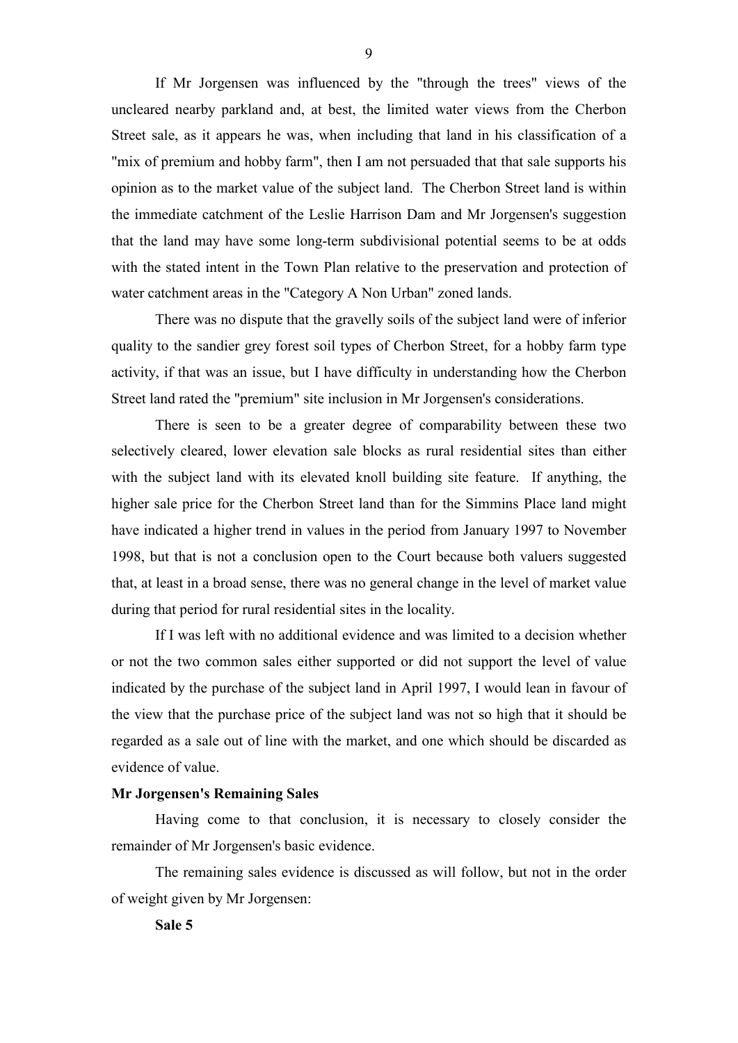If Mr Jorgensen was influenced by the "through the trees" views of the uncleared nearby parkland and, at best, the limited water views from the Cherbon Street sale, as it appears he was, when including that land in his classification of a "mix of premium and hobby farm", then I am not persuaded that that sale supports his opinion as to the market value of the subject land. The Cherbon Street land is within the immediate catchment of the Leslie Harrison Dam and Mr Jorgensen's suggestion that the land may have some long-term subdivisional potential seems to be at odds with the stated intent in the Town Plan relative to the preservation and protection of water catchment areas in the "Category A Non Urban" zoned lands.

There was no dispute that the gravelly soils of the subject land were of inferior quality to the sandier grey forest soil types of Cherbon Street, for a hobby farm type activity, if that was an issue, but I have difficulty in understanding how the Cherbon Street land rated the "premium" site inclusion in Mr Jorgensen's considerations.

There is seen to be a greater degree of comparability between these two selectively cleared, lower elevation sale blocks as rural residential sites than either with the subject land with its elevated knoll building site feature. If anything, the higher sale price for the Cherbon Street land than for the Simmins Place land might have indicated a higher trend in values in the period from January 1997 to November 1998, but that is not a conclusion open to the Court because both valuers suggested that, at least in a broad sense, there was no general change in the level of market value during that period for rural residential sites in the locality.

If I was left with no additional evidence and was limited to a decision whether or not the two common sales either supported or did not support the level of value indicated by the purchase of the subject land in April 1997, I would lean in favour of the view that the purchase price of the subject land was not so high that it should be regarded as a sale out of line with the market, and one which should be discarded as evidence of value.

**Mr Jorgensen's Remaining Sales**

Having come to that conclusion, it is necessary to closely consider the remainder of Mr Jorgensen's basic evidence.

The remaining sales evidence is discussed as will follow, but not in the order of weight given by Mr Jorgensen:

**Sale 5**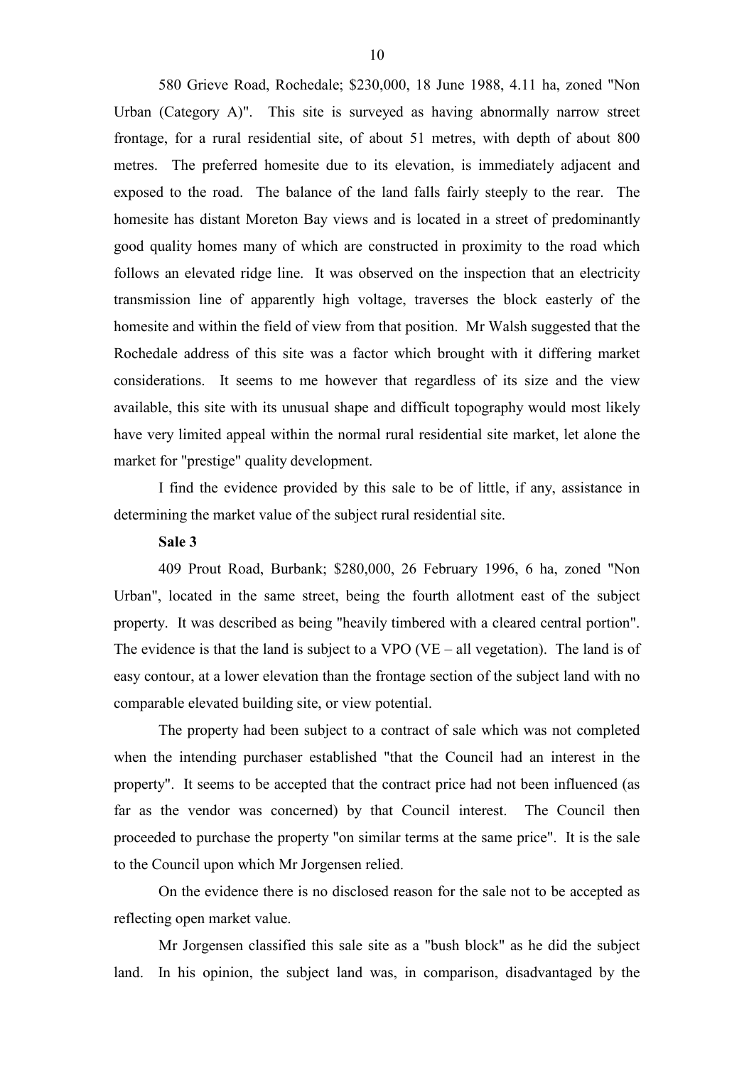580 Grieve Road, Rochedale; $230,000, 18 June 1988, 4.11 ha, zoned "Non Urban (Category A)". This site is surveyed as having abnormally narrow street frontage, for a rural residential site, of about 51 metres, with depth of about 800 metres. The preferred homesite due to its elevation, is immediately adjacent and exposed to the road. The balance of the land falls fairly steeply to the rear. The homesite has distant Moreton Bay views and is located in a street of predominantly good quality homes many of which are constructed in proximity to the road which follows an elevated ridge line. It was observed on the inspection that an electricity transmission line of apparently high voltage, traverses the block easterly of the homesite and within the field of view from that position. Mr Walsh suggested that the Rochedale address of this site was a factor which brought with it differing market considerations. It seems to me however that regardless of its size and the view available, this site with its unusual shape and difficult topography would most likely have very limited appeal within the normal rural residential site market, let alone the market for "prestige" quality development.

I find the evidence provided by this sale to be of little, if any, assistance in determining the market value of the subject rural residential site.

**Sale 3**

409 Prout Road, Burbank; $280,000, 26 February 1996, 6 ha, zoned "Non Urban", located in the same street, being the fourth allotment east of the subject property. It was described as being "heavily timbered with a cleared central portion". The evidence is that the land is subject to a VPO (VE – all vegetation). The land is of easy contour, at a lower elevation than the frontage section of the subject land with no comparable elevated building site, or view potential.

The property had been subject to a contract of sale which was not completed when the intending purchaser established "that the Council had an interest in the property". It seems to be accepted that the contract price had not been influenced (as far as the vendor was concerned) by that Council interest. The Council then proceeded to purchase the property "on similar terms at the same price". It is the sale to the Council upon which Mr Jorgensen relied.

On the evidence there is no disclosed reason for the sale not to be accepted as reflecting open market value.

Mr Jorgensen classified this sale site as a "bush block" as he did the subject land. In his opinion, the subject land was, in comparison, disadvantaged by the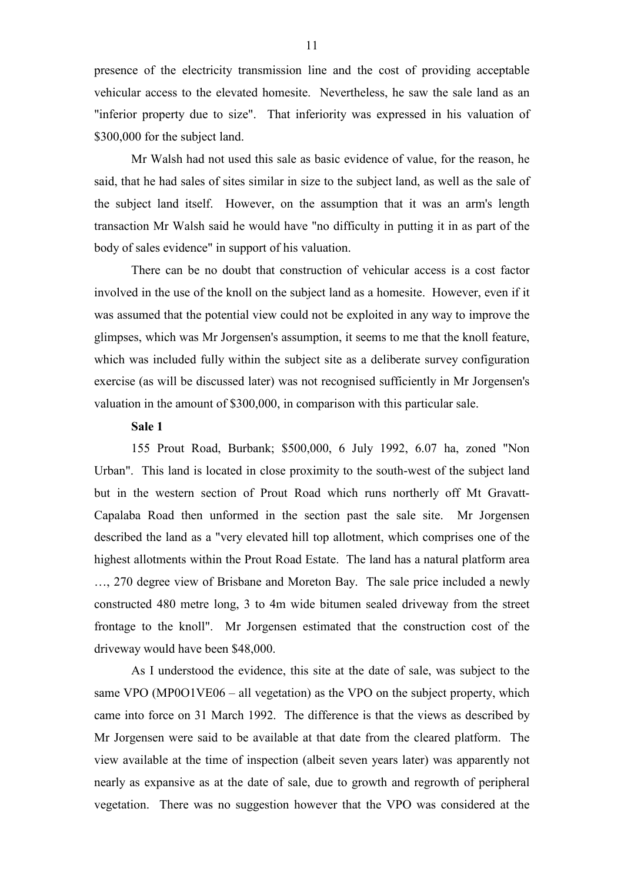presence of the electricity transmission line and the cost of providing acceptable vehicular access to the elevated homesite. Nevertheless, he saw the sale land as an "inferior property due to size". That inferiority was expressed in his valuation of $300,000 for the subject land.

Mr Walsh had not used this sale as basic evidence of value, for the reason, he said, that he had sales of sites similar in size to the subject land, as well as the sale of the subject land itself. However, on the assumption that it was an arm's length transaction Mr Walsh said he would have "no difficulty in putting it in as part of the body of sales evidence" in support of his valuation.

There can be no doubt that construction of vehicular access is a cost factor involved in the use of the knoll on the subject land as a homesite. However, even if it was assumed that the potential view could not be exploited in any way to improve the glimpses, which was Mr Jorgensen's assumption, it seems to me that the knoll feature, which was included fully within the subject site as a deliberate survey configuration exercise (as will be discussed later) was not recognised sufficiently in Mr Jorgensen's valuation in the amount of $300,000, in comparison with this particular sale.

**Sale 1**

155 Prout Road, Burbank; $500,000, 6 July 1992, 6.07 ha, zoned "Non Urban". This land is located in close proximity to the south-west of the subject land but in the western section of Prout Road which runs northerly off Mt Gravatt-Capalaba Road then unformed in the section past the sale site. Mr Jorgensen described the land as a "very elevated hill top allotment, which comprises one of the highest allotments within the Prout Road Estate. The land has a natural platform area …, 270 degree view of Brisbane and Moreton Bay. The sale price included a newly constructed 480 metre long, 3 to 4m wide bitumen sealed driveway from the street frontage to the knoll". Mr Jorgensen estimated that the construction cost of the driveway would have been $48,000.

As I understood the evidence, this site at the date of sale, was subject to the same VPO (MP0O1VE06 – all vegetation) as the VPO on the subject property, which came into force on 31 March 1992. The difference is that the views as described by Mr Jorgensen were said to be available at that date from the cleared platform. The view available at the time of inspection (albeit seven years later) was apparently not nearly as expansive as at the date of sale, due to growth and regrowth of peripheral vegetation. There was no suggestion however that the VPO was considered at the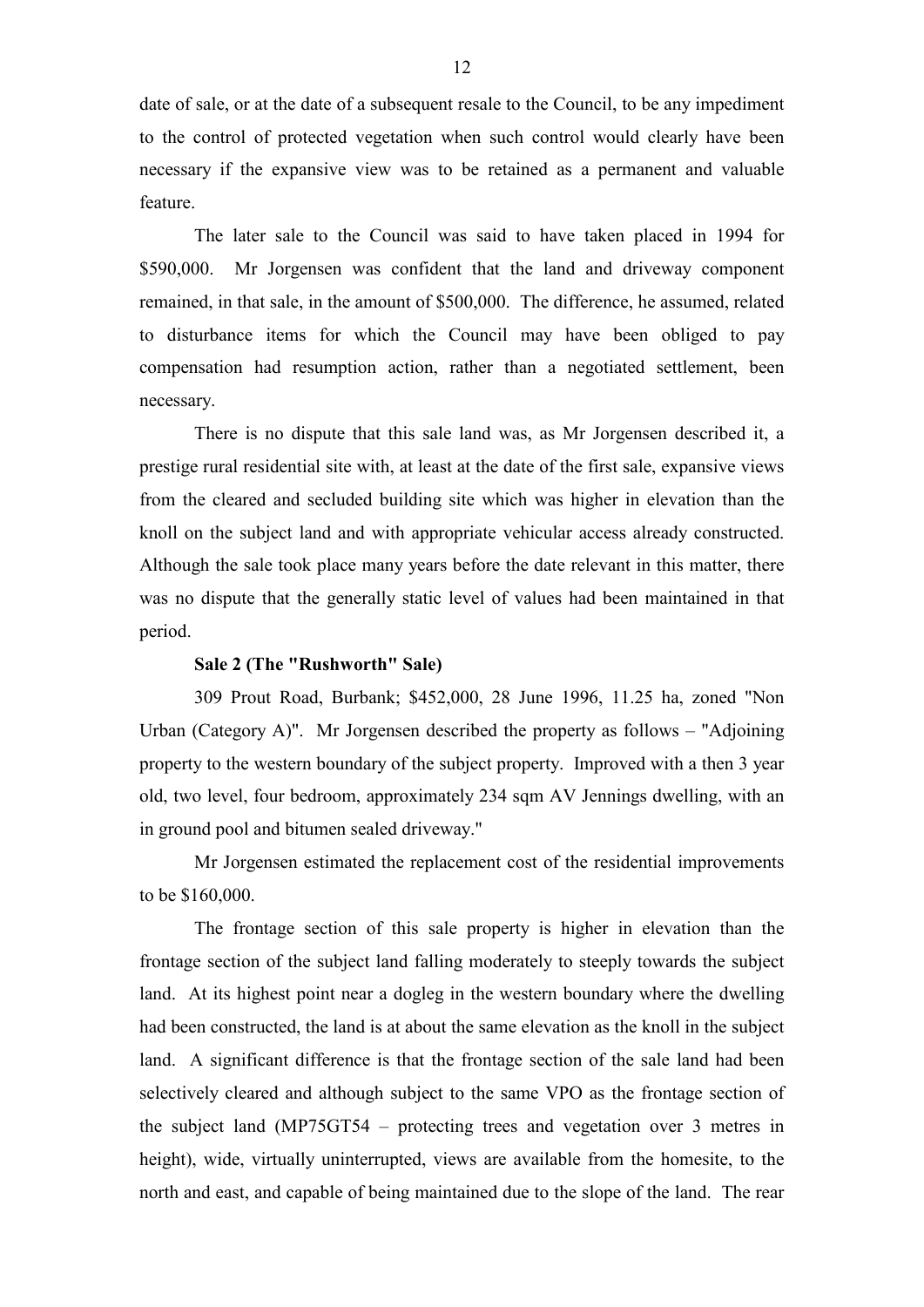date of sale, or at the date of a subsequent resale to the Council, to be any impediment to the control of protected vegetation when such control would clearly have been necessary if the expansive view was to be retained as a permanent and valuable feature.

The later sale to the Council was said to have taken placed in 1994 for $590,000. Mr Jorgensen was confident that the land and driveway component remained, in that sale, in the amount of $500,000. The difference, he assumed, related to disturbance items for which the Council may have been obliged to pay compensation had resumption action, rather than a negotiated settlement, been necessary.

There is no dispute that this sale land was, as Mr Jorgensen described it, a prestige rural residential site with, at least at the date of the first sale, expansive views from the cleared and secluded building site which was higher in elevation than the knoll on the subject land and with appropriate vehicular access already constructed. Although the sale took place many years before the date relevant in this matter, there was no dispute that the generally static level of values had been maintained in that period.

**Sale 2 (The "Rushworth" Sale)**

309 Prout Road, Burbank; $452,000, 28 June 1996, 11.25 ha, zoned "Non Urban (Category A)". Mr Jorgensen described the property as follows – "Adjoining property to the western boundary of the subject property. Improved with a then 3 year old, two level, four bedroom, approximately 234 sqm AV Jennings dwelling, with an in ground pool and bitumen sealed driveway."

Mr Jorgensen estimated the replacement cost of the residential improvements to be $160,000.

The frontage section of this sale property is higher in elevation than the frontage section of the subject land falling moderately to steeply towards the subject land. At its highest point near a dogleg in the western boundary where the dwelling had been constructed, the land is at about the same elevation as the knoll in the subject land. A significant difference is that the frontage section of the sale land had been selectively cleared and although subject to the same VPO as the frontage section of the subject land (MP75GT54 – protecting trees and vegetation over 3 metres in height), wide, virtually uninterrupted, views are available from the homesite, to the north and east, and capable of being maintained due to the slope of the land. The rear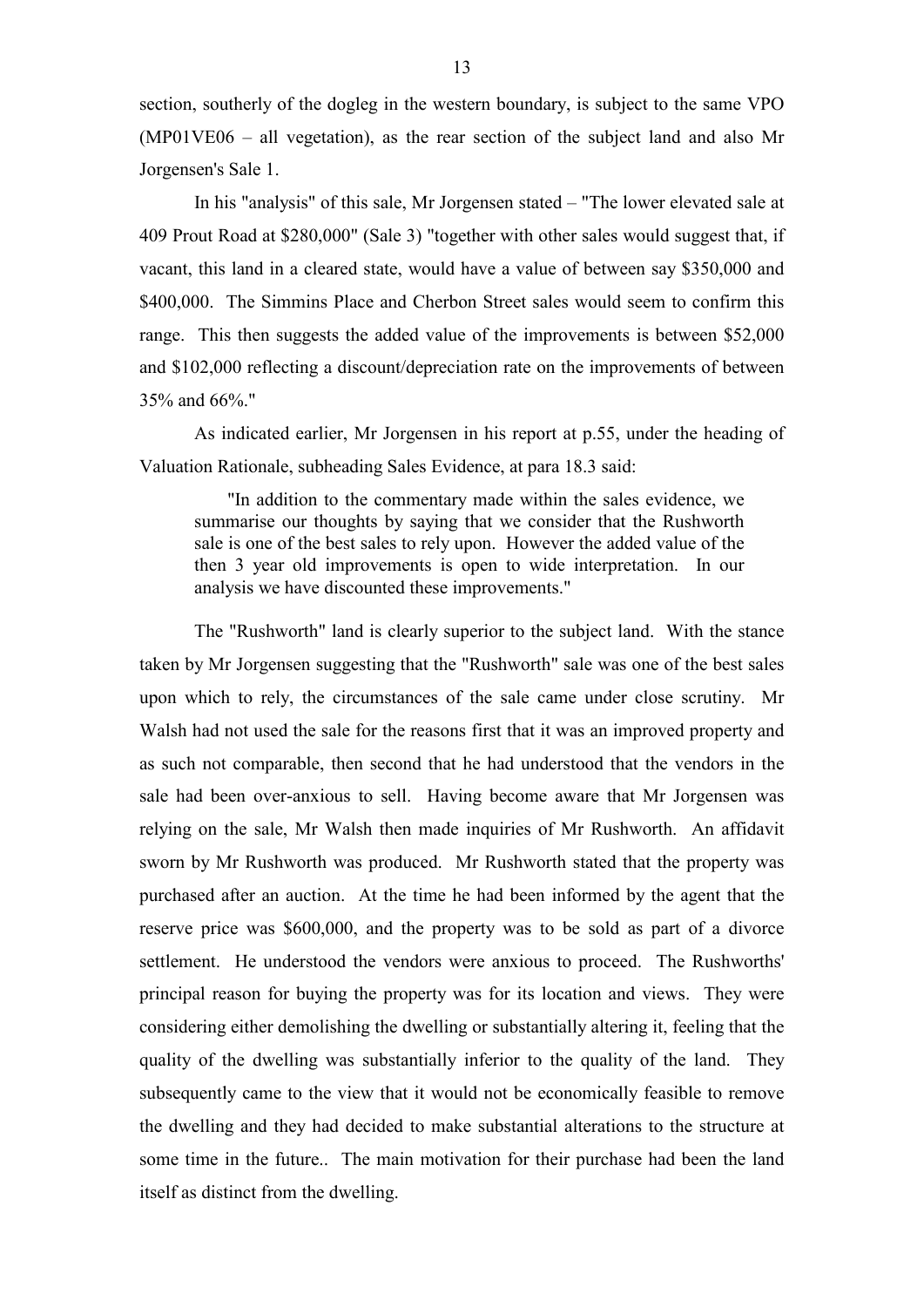section, southerly of the dogleg in the western boundary, is subject to the same VPO (MP01VE06 – all vegetation), as the rear section of the subject land and also Mr Jorgensen's Sale 1.

In his "analysis" of this sale, Mr Jorgensen stated – "The lower elevated sale at 409 Prout Road at $280,000" (Sale 3) "together with other sales would suggest that, if vacant, this land in a cleared state, would have a value of between say $350,000 and $400,000. The Simmins Place and Cherbon Street sales would seem to confirm this range. This then suggests the added value of the improvements is between $52,000 and $102,000 reflecting a discount/depreciation rate on the improvements of between 35% and 66%."

As indicated earlier, Mr Jorgensen in his report at p.55, under the heading of Valuation Rationale, subheading Sales Evidence, at para 18.3 said:

> "In addition to the commentary made within the sales evidence, we summarise our thoughts by saying that we consider that the Rushworth sale is one of the best sales to rely upon. However the added value of the then 3 year old improvements is open to wide interpretation. In our analysis we have discounted these improvements."

The "Rushworth" land is clearly superior to the subject land. With the stance taken by Mr Jorgensen suggesting that the "Rushworth" sale was one of the best sales upon which to rely, the circumstances of the sale came under close scrutiny. Mr Walsh had not used the sale for the reasons first that it was an improved property and as such not comparable, then second that he had understood that the vendors in the sale had been over-anxious to sell. Having become aware that Mr Jorgensen was relying on the sale, Mr Walsh then made inquiries of Mr Rushworth. An affidavit sworn by Mr Rushworth was produced. Mr Rushworth stated that the property was purchased after an auction. At the time he had been informed by the agent that the reserve price was $600,000, and the property was to be sold as part of a divorce settlement. He understood the vendors were anxious to proceed. The Rushworths' principal reason for buying the property was for its location and views. They were considering either demolishing the dwelling or substantially altering it, feeling that the quality of the dwelling was substantially inferior to the quality of the land. They subsequently came to the view that it would not be economically feasible to remove the dwelling and they had decided to make substantial alterations to the structure at some time in the future.. The main motivation for their purchase had been the land itself as distinct from the dwelling.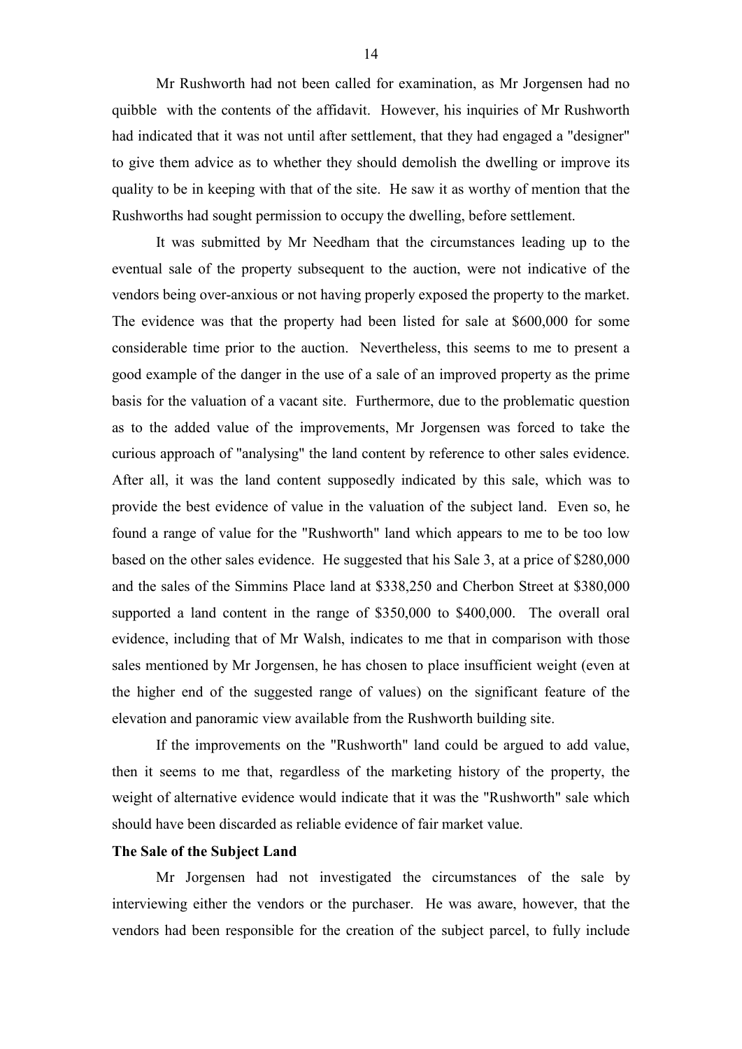Mr Rushworth had not been called for examination, as Mr Jorgensen had no quibble with the contents of the affidavit. However, his inquiries of Mr Rushworth had indicated that it was not until after settlement, that they had engaged a "designer" to give them advice as to whether they should demolish the dwelling or improve its quality to be in keeping with that of the site. He saw it as worthy of mention that the Rushworths had sought permission to occupy the dwelling, before settlement.

It was submitted by Mr Needham that the circumstances leading up to the eventual sale of the property subsequent to the auction, were not indicative of the vendors being over-anxious or not having properly exposed the property to the market. The evidence was that the property had been listed for sale at $600,000 for some considerable time prior to the auction. Nevertheless, this seems to me to present a good example of the danger in the use of a sale of an improved property as the prime basis for the valuation of a vacant site. Furthermore, due to the problematic question as to the added value of the improvements, Mr Jorgensen was forced to take the curious approach of "analysing" the land content by reference to other sales evidence. After all, it was the land content supposedly indicated by this sale, which was to provide the best evidence of value in the valuation of the subject land. Even so, he found a range of value for the "Rushworth" land which appears to me to be too low based on the other sales evidence. He suggested that his Sale 3, at a price of $280,000 and the sales of the Simmins Place land at $338,250 and Cherbon Street at $380,000 supported a land content in the range of $350,000 to $400,000. The overall oral evidence, including that of Mr Walsh, indicates to me that in comparison with those sales mentioned by Mr Jorgensen, he has chosen to place insufficient weight (even at the higher end of the suggested range of values) on the significant feature of the elevation and panoramic view available from the Rushworth building site.

If the improvements on the "Rushworth" land could be argued to add value, then it seems to me that, regardless of the marketing history of the property, the weight of alternative evidence would indicate that it was the "Rushworth" sale which should have been discarded as reliable evidence of fair market value.

**The Sale of the Subject Land**

Mr Jorgensen had not investigated the circumstances of the sale by interviewing either the vendors or the purchaser. He was aware, however, that the vendors had been responsible for the creation of the subject parcel, to fully include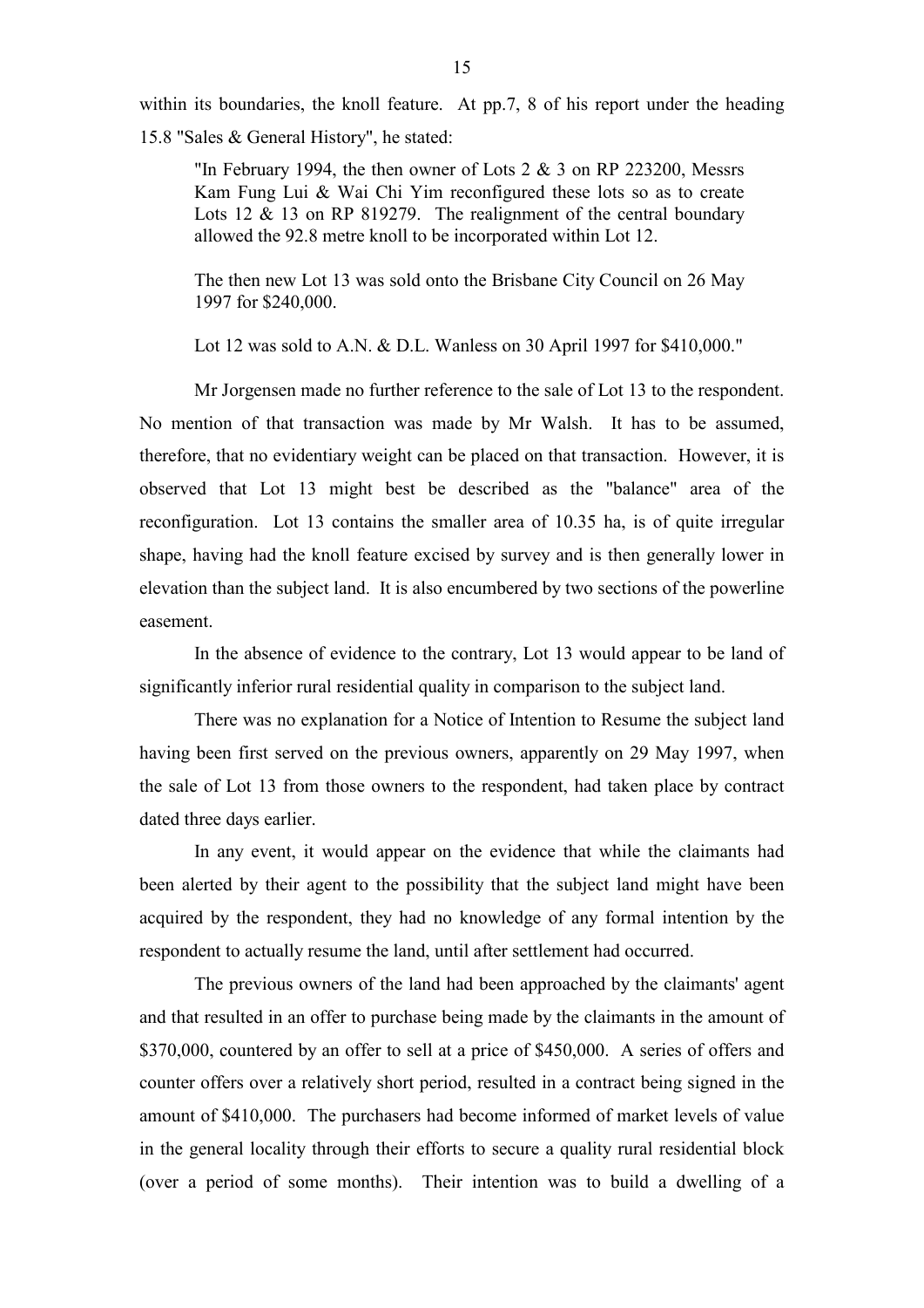within its boundaries, the knoll feature. At pp.7, 8 of his report under the heading 15.8 "Sales & General History", he stated:

> "In February 1994, the then owner of Lots 2 & 3 on RP 223200, Messrs Kam Fung Lui & Wai Chi Yim reconfigured these lots so as to create Lots 12 & 13 on RP 819279. The realignment of the central boundary allowed the 92.8 metre knoll to be incorporated within Lot 12.
>
> The then new Lot 13 was sold onto the Brisbane City Council on 26 May 1997 for $240,000.
>
> Lot 12 was sold to A.N. & D.L. Wanless on 30 April 1997 for $410,000."

Mr Jorgensen made no further reference to the sale of Lot 13 to the respondent. No mention of that transaction was made by Mr Walsh. It has to be assumed, therefore, that no evidentiary weight can be placed on that transaction. However, it is observed that Lot 13 might best be described as the "balance" area of the reconfiguration. Lot 13 contains the smaller area of 10.35 ha, is of quite irregular shape, having had the knoll feature excised by survey and is then generally lower in elevation than the subject land. It is also encumbered by two sections of the powerline easement.

In the absence of evidence to the contrary, Lot 13 would appear to be land of significantly inferior rural residential quality in comparison to the subject land.

There was no explanation for a Notice of Intention to Resume the subject land having been first served on the previous owners, apparently on 29 May 1997, when the sale of Lot 13 from those owners to the respondent, had taken place by contract dated three days earlier.

In any event, it would appear on the evidence that while the claimants had been alerted by their agent to the possibility that the subject land might have been acquired by the respondent, they had no knowledge of any formal intention by the respondent to actually resume the land, until after settlement had occurred.

The previous owners of the land had been approached by the claimants' agent and that resulted in an offer to purchase being made by the claimants in the amount of $370,000, countered by an offer to sell at a price of $450,000. A series of offers and counter offers over a relatively short period, resulted in a contract being signed in the amount of $410,000. The purchasers had become informed of market levels of value in the general locality through their efforts to secure a quality rural residential block (over a period of some months). Their intention was to build a dwelling of a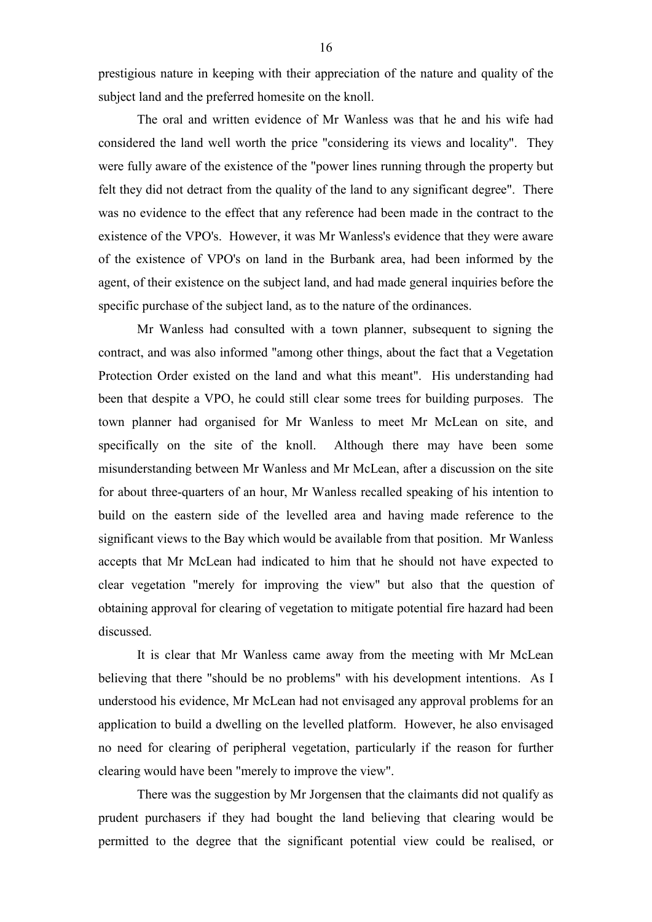prestigious nature in keeping with their appreciation of the nature and quality of the subject land and the preferred homesite on the knoll.

The oral and written evidence of Mr Wanless was that he and his wife had considered the land well worth the price "considering its views and locality". They were fully aware of the existence of the "power lines running through the property but felt they did not detract from the quality of the land to any significant degree". There was no evidence to the effect that any reference had been made in the contract to the existence of the VPO's. However, it was Mr Wanless's evidence that they were aware of the existence of VPO's on land in the Burbank area, had been informed by the agent, of their existence on the subject land, and had made general inquiries before the specific purchase of the subject land, as to the nature of the ordinances.

Mr Wanless had consulted with a town planner, subsequent to signing the contract, and was also informed "among other things, about the fact that a Vegetation Protection Order existed on the land and what this meant". His understanding had been that despite a VPO, he could still clear some trees for building purposes. The town planner had organised for Mr Wanless to meet Mr McLean on site, and specifically on the site of the knoll. Although there may have been some misunderstanding between Mr Wanless and Mr McLean, after a discussion on the site for about three-quarters of an hour, Mr Wanless recalled speaking of his intention to build on the eastern side of the levelled area and having made reference to the significant views to the Bay which would be available from that position. Mr Wanless accepts that Mr McLean had indicated to him that he should not have expected to clear vegetation "merely for improving the view" but also that the question of obtaining approval for clearing of vegetation to mitigate potential fire hazard had been discussed.

It is clear that Mr Wanless came away from the meeting with Mr McLean believing that there "should be no problems" with his development intentions. As I understood his evidence, Mr McLean had not envisaged any approval problems for an application to build a dwelling on the levelled platform. However, he also envisaged no need for clearing of peripheral vegetation, particularly if the reason for further clearing would have been "merely to improve the view".

There was the suggestion by Mr Jorgensen that the claimants did not qualify as prudent purchasers if they had bought the land believing that clearing would be permitted to the degree that the significant potential view could be realised, or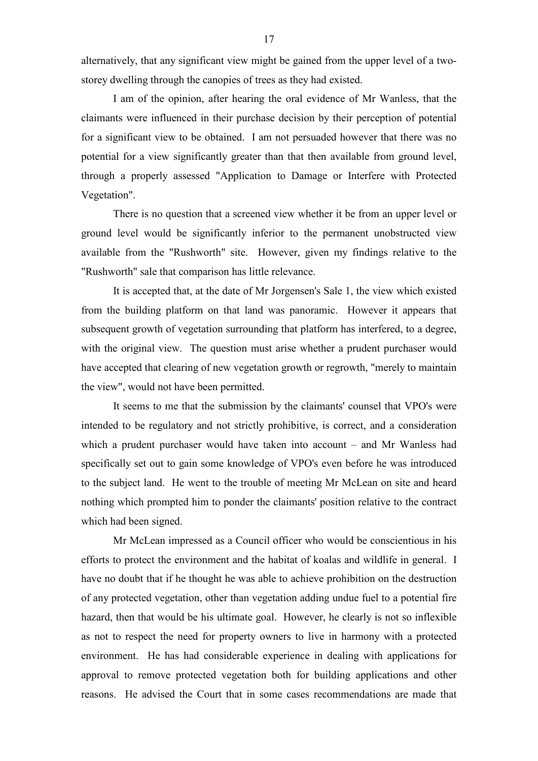alternatively, that any significant view might be gained from the upper level of a two-storey dwelling through the canopies of trees as they had existed.

I am of the opinion, after hearing the oral evidence of Mr Wanless, that the claimants were influenced in their purchase decision by their perception of potential for a significant view to be obtained. I am not persuaded however that there was no potential for a view significantly greater than that then available from ground level, through a properly assessed "Application to Damage or Interfere with Protected Vegetation".

There is no question that a screened view whether it be from an upper level or ground level would be significantly inferior to the permanent unobstructed view available from the "Rushworth" site. However, given my findings relative to the "Rushworth" sale that comparison has little relevance.

It is accepted that, at the date of Mr Jorgensen's Sale 1, the view which existed from the building platform on that land was panoramic. However it appears that subsequent growth of vegetation surrounding that platform has interfered, to a degree, with the original view. The question must arise whether a prudent purchaser would have accepted that clearing of new vegetation growth or regrowth, "merely to maintain the view", would not have been permitted.

It seems to me that the submission by the claimants' counsel that VPO's were intended to be regulatory and not strictly prohibitive, is correct, and a consideration which a prudent purchaser would have taken into account – and Mr Wanless had specifically set out to gain some knowledge of VPO's even before he was introduced to the subject land. He went to the trouble of meeting Mr McLean on site and heard nothing which prompted him to ponder the claimants' position relative to the contract which had been signed.

Mr McLean impressed as a Council officer who would be conscientious in his efforts to protect the environment and the habitat of koalas and wildlife in general. I have no doubt that if he thought he was able to achieve prohibition on the destruction of any protected vegetation, other than vegetation adding undue fuel to a potential fire hazard, then that would be his ultimate goal. However, he clearly is not so inflexible as not to respect the need for property owners to live in harmony with a protected environment. He has had considerable experience in dealing with applications for approval to remove protected vegetation both for building applications and other reasons. He advised the Court that in some cases recommendations are made that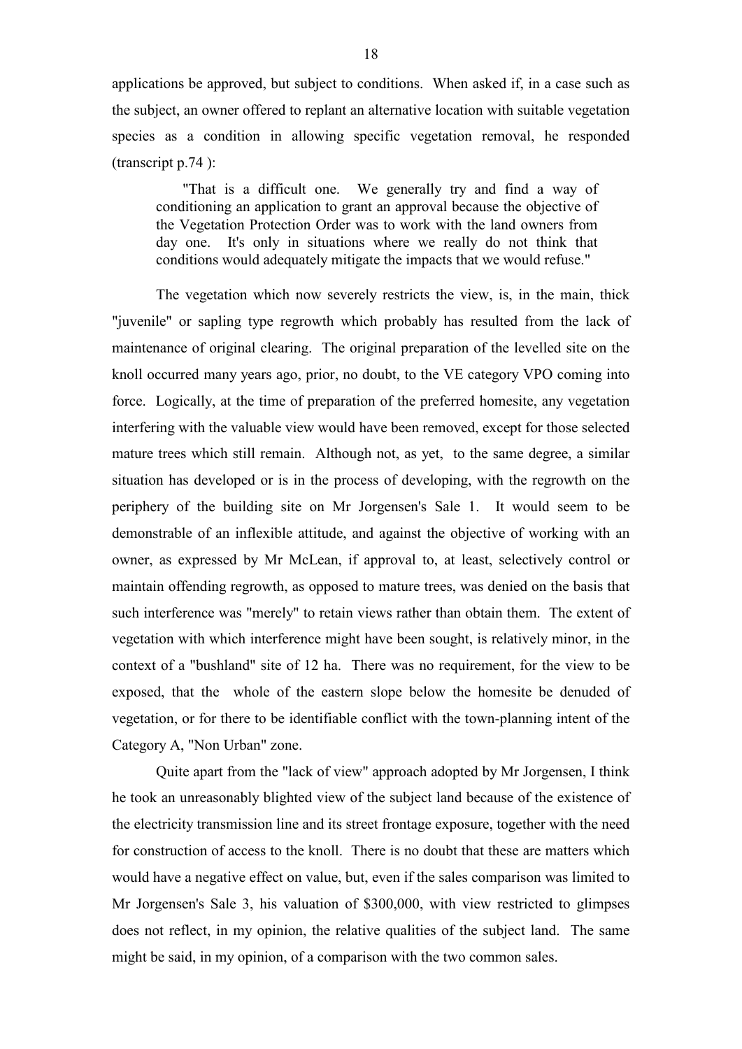applications be approved, but subject to conditions. When asked if, in a case such as the subject, an owner offered to replant an alternative location with suitable vegetation species as a condition in allowing specific vegetation removal, he responded (transcript p.74 ):

> "That is a difficult one. We generally try and find a way of conditioning an application to grant an approval because the objective of the Vegetation Protection Order was to work with the land owners from day one. It's only in situations where we really do not think that conditions would adequately mitigate the impacts that we would refuse."

The vegetation which now severely restricts the view, is, in the main, thick "juvenile" or sapling type regrowth which probably has resulted from the lack of maintenance of original clearing. The original preparation of the levelled site on the knoll occurred many years ago, prior, no doubt, to the VE category VPO coming into force. Logically, at the time of preparation of the preferred homesite, any vegetation interfering with the valuable view would have been removed, except for those selected mature trees which still remain. Although not, as yet, to the same degree, a similar situation has developed or is in the process of developing, with the regrowth on the periphery of the building site on Mr Jorgensen's Sale 1. It would seem to be demonstrable of an inflexible attitude, and against the objective of working with an owner, as expressed by Mr McLean, if approval to, at least, selectively control or maintain offending regrowth, as opposed to mature trees, was denied on the basis that such interference was "merely" to retain views rather than obtain them. The extent of vegetation with which interference might have been sought, is relatively minor, in the context of a "bushland" site of 12 ha. There was no requirement, for the view to be exposed, that the whole of the eastern slope below the homesite be denuded of vegetation, or for there to be identifiable conflict with the town-planning intent of the Category A, "Non Urban" zone.

Quite apart from the "lack of view" approach adopted by Mr Jorgensen, I think he took an unreasonably blighted view of the subject land because of the existence of the electricity transmission line and its street frontage exposure, together with the need for construction of access to the knoll. There is no doubt that these are matters which would have a negative effect on value, but, even if the sales comparison was limited to Mr Jorgensen's Sale 3, his valuation of $300,000, with view restricted to glimpses does not reflect, in my opinion, the relative qualities of the subject land. The same might be said, in my opinion, of a comparison with the two common sales.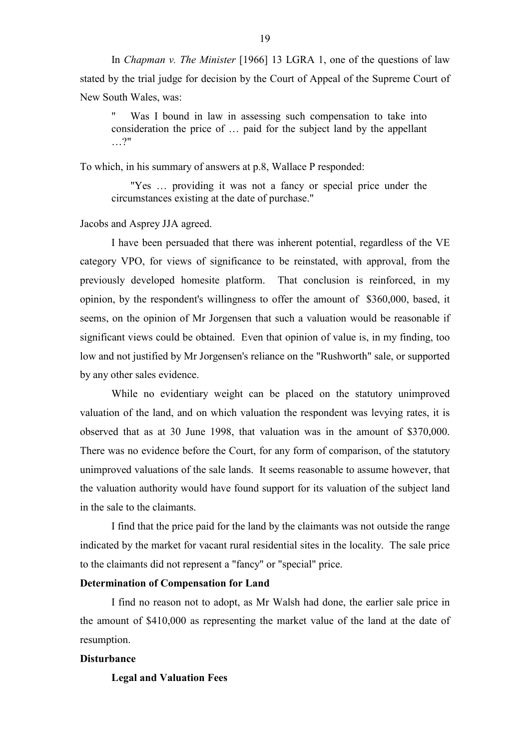In *Chapman v. The Minister* [1966] 13 LGRA 1, one of the questions of law stated by the trial judge for decision by the Court of Appeal of the Supreme Court of New South Wales, was:

> " Was I bound in law in assessing such compensation to take into consideration the price of … paid for the subject land by the appellant …?"

To which, in his summary of answers at p.8, Wallace P responded:

> "Yes … providing it was not a fancy or special price under the circumstances existing at the date of purchase."

Jacobs and Asprey JJA agreed.

I have been persuaded that there was inherent potential, regardless of the VE category VPO, for views of significance to be reinstated, with approval, from the previously developed homesite platform. That conclusion is reinforced, in my opinion, by the respondent's willingness to offer the amount of $360,000, based, it seems, on the opinion of Mr Jorgensen that such a valuation would be reasonable if significant views could be obtained. Even that opinion of value is, in my finding, too low and not justified by Mr Jorgensen's reliance on the "Rushworth" sale, or supported by any other sales evidence.

While no evidentiary weight can be placed on the statutory unimproved valuation of the land, and on which valuation the respondent was levying rates, it is observed that as at 30 June 1998, that valuation was in the amount of $370,000. There was no evidence before the Court, for any form of comparison, of the statutory unimproved valuations of the sale lands. It seems reasonable to assume however, that the valuation authority would have found support for its valuation of the subject land in the sale to the claimants.

I find that the price paid for the land by the claimants was not outside the range indicated by the market for vacant rural residential sites in the locality. The sale price to the claimants did not represent a "fancy" or "special" price.

**Determination of Compensation for Land**

I find no reason not to adopt, as Mr Walsh had done, the earlier sale price in the amount of $410,000 as representing the market value of the land at the date of resumption.

**Disturbance**

**Legal and Valuation Fees**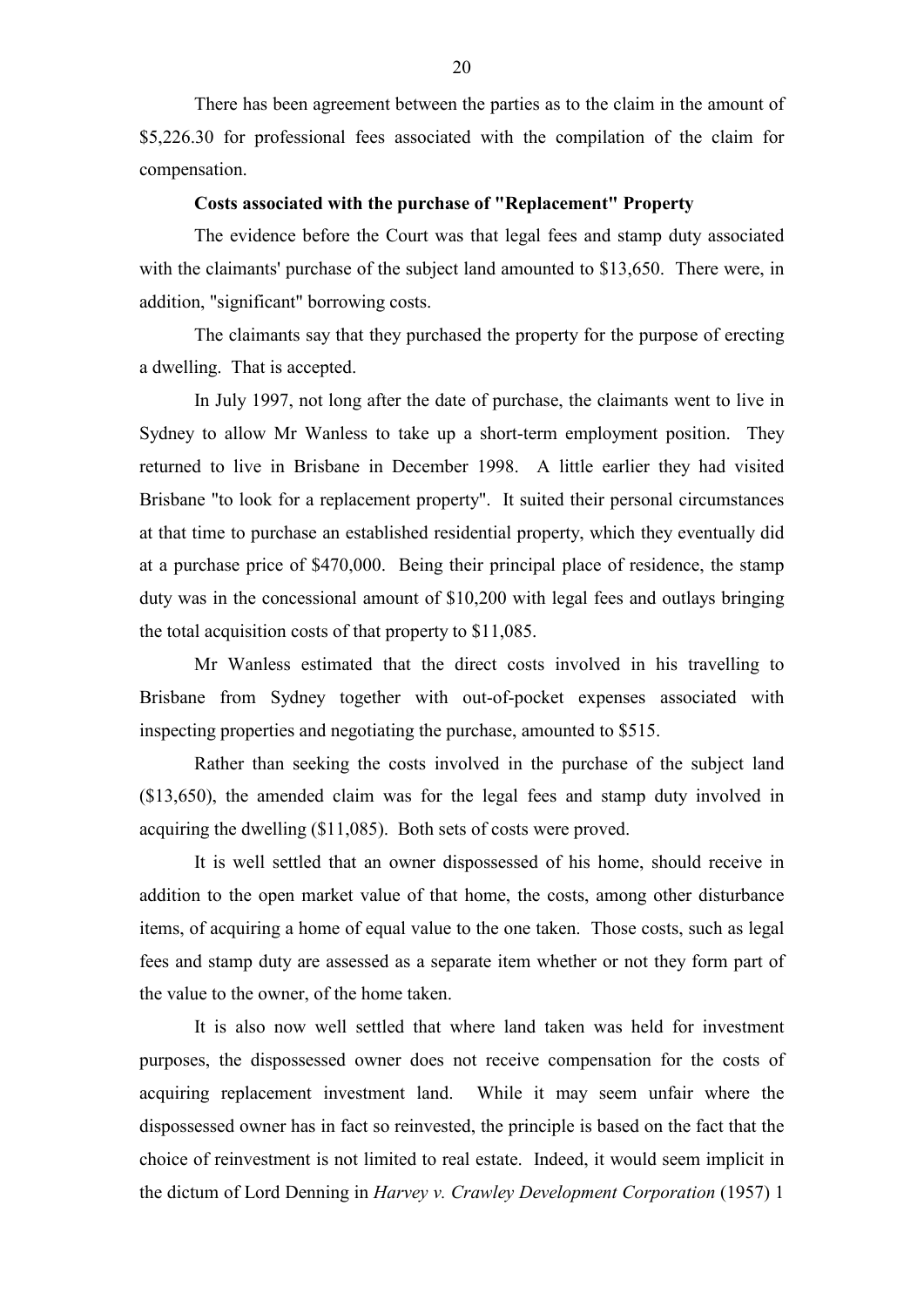There has been agreement between the parties as to the claim in the amount of $5,226.30 for professional fees associated with the compilation of the claim for compensation.

**Costs associated with the purchase of "Replacement" Property**

The evidence before the Court was that legal fees and stamp duty associated with the claimants' purchase of the subject land amounted to $13,650. There were, in addition, "significant" borrowing costs.

The claimants say that they purchased the property for the purpose of erecting a dwelling. That is accepted.

In July 1997, not long after the date of purchase, the claimants went to live in Sydney to allow Mr Wanless to take up a short-term employment position. They returned to live in Brisbane in December 1998. A little earlier they had visited Brisbane "to look for a replacement property". It suited their personal circumstances at that time to purchase an established residential property, which they eventually did at a purchase price of $470,000. Being their principal place of residence, the stamp duty was in the concessional amount of $10,200 with legal fees and outlays bringing the total acquisition costs of that property to $11,085.

Mr Wanless estimated that the direct costs involved in his travelling to Brisbane from Sydney together with out-of-pocket expenses associated with inspecting properties and negotiating the purchase, amounted to $515.

Rather than seeking the costs involved in the purchase of the subject land ($13,650), the amended claim was for the legal fees and stamp duty involved in acquiring the dwelling ($11,085). Both sets of costs were proved.

It is well settled that an owner dispossessed of his home, should receive in addition to the open market value of that home, the costs, among other disturbance items, of acquiring a home of equal value to the one taken. Those costs, such as legal fees and stamp duty are assessed as a separate item whether or not they form part of the value to the owner, of the home taken.

It is also now well settled that where land taken was held for investment purposes, the dispossessed owner does not receive compensation for the costs of acquiring replacement investment land. While it may seem unfair where the dispossessed owner has in fact so reinvested, the principle is based on the fact that the choice of reinvestment is not limited to real estate. Indeed, it would seem implicit in the dictum of Lord Denning in *Harvey v. Crawley Development Corporation* (1957) 1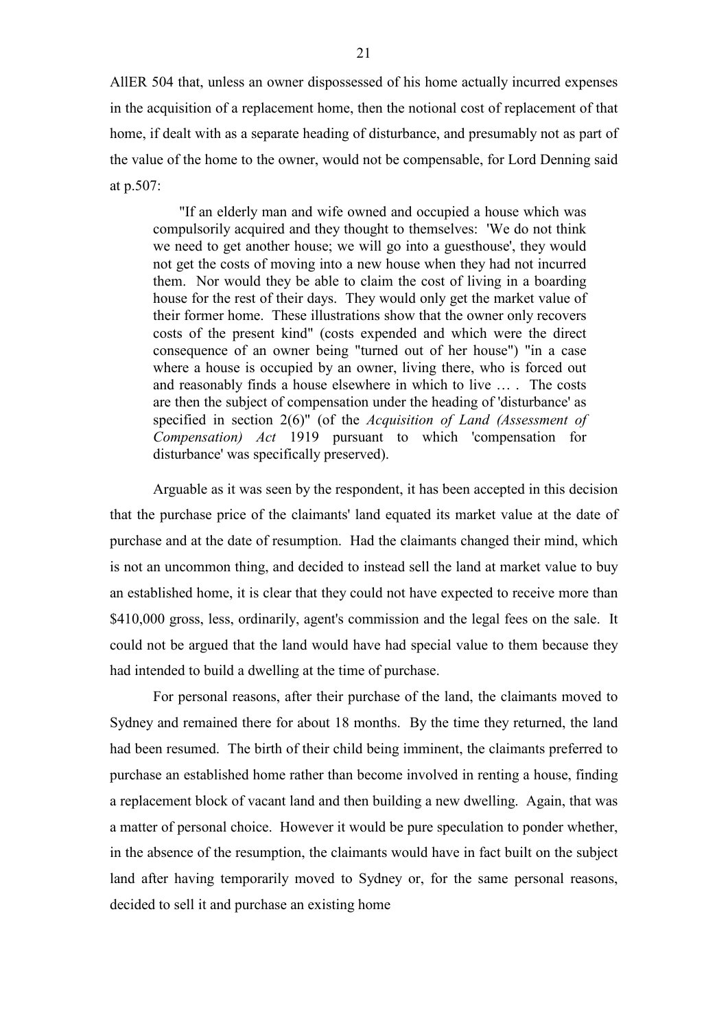AllER 504 that, unless an owner dispossessed of his home actually incurred expenses in the acquisition of a replacement home, then the notional cost of replacement of that home, if dealt with as a separate heading of disturbance, and presumably not as part of the value of the home to the owner, would not be compensable, for Lord Denning said at p.507:

> "If an elderly man and wife owned and occupied a house which was compulsorily acquired and they thought to themselves: 'We do not think we need to get another house; we will go into a guesthouse', they would not get the costs of moving into a new house when they had not incurred them. Nor would they be able to claim the cost of living in a boarding house for the rest of their days. They would only get the market value of their former home. These illustrations show that the owner only recovers costs of the present kind" (costs expended and which were the direct consequence of an owner being "turned out of her house") "in a case where a house is occupied by an owner, living there, who is forced out and reasonably finds a house elsewhere in which to live … . The costs are then the subject of compensation under the heading of 'disturbance' as specified in section 2(6)" (of the *Acquisition of Land (Assessment of Compensation) Act* 1919 pursuant to which 'compensation for disturbance' was specifically preserved).

Arguable as it was seen by the respondent, it has been accepted in this decision that the purchase price of the claimants' land equated its market value at the date of purchase and at the date of resumption. Had the claimants changed their mind, which is not an uncommon thing, and decided to instead sell the land at market value to buy an established home, it is clear that they could not have expected to receive more than $410,000 gross, less, ordinarily, agent's commission and the legal fees on the sale. It could not be argued that the land would have had special value to them because they had intended to build a dwelling at the time of purchase.

For personal reasons, after their purchase of the land, the claimants moved to Sydney and remained there for about 18 months. By the time they returned, the land had been resumed. The birth of their child being imminent, the claimants preferred to purchase an established home rather than become involved in renting a house, finding a replacement block of vacant land and then building a new dwelling. Again, that was a matter of personal choice. However it would be pure speculation to ponder whether, in the absence of the resumption, the claimants would have in fact built on the subject land after having temporarily moved to Sydney or, for the same personal reasons, decided to sell it and purchase an existing home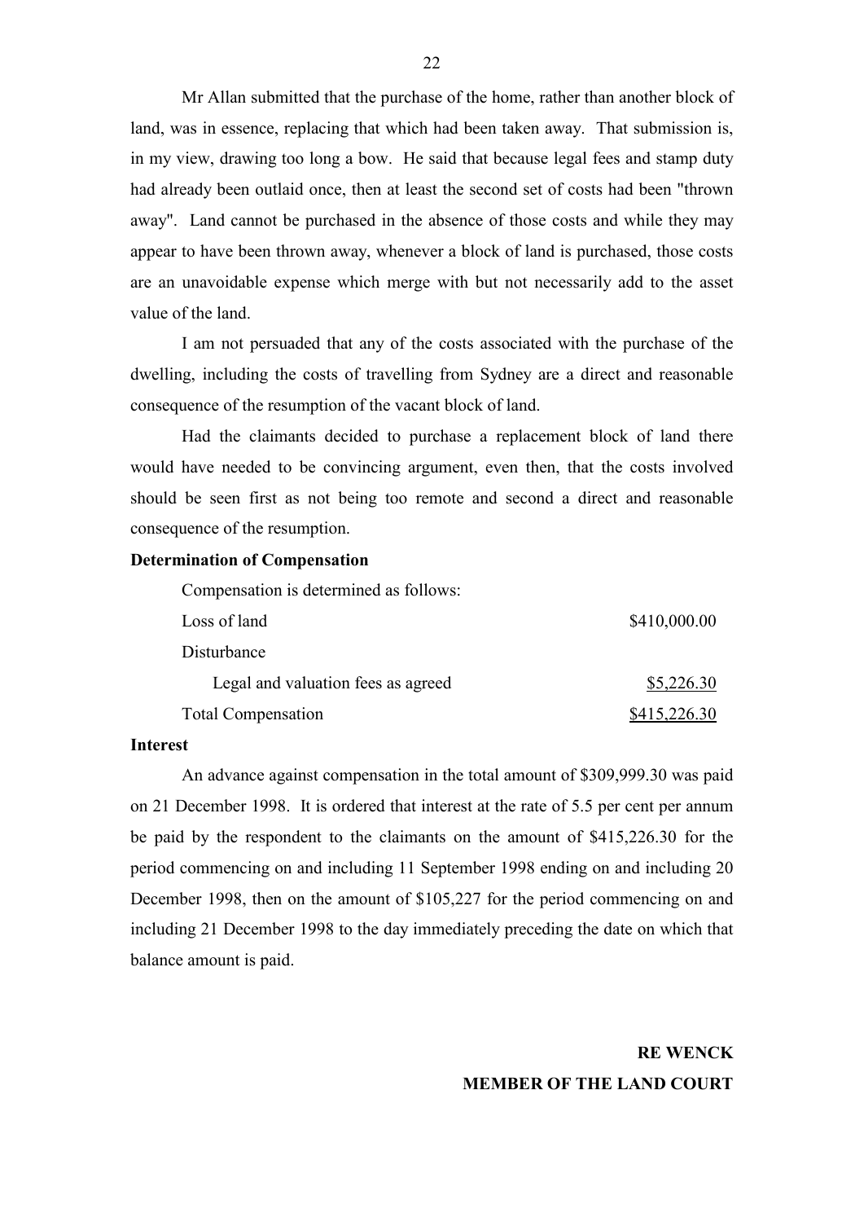Mr Allan submitted that the purchase of the home, rather than another block of land, was in essence, replacing that which had been taken away. That submission is, in my view, drawing too long a bow. He said that because legal fees and stamp duty had already been outlaid once, then at least the second set of costs had been "thrown away". Land cannot be purchased in the absence of those costs and while they may appear to have been thrown away, whenever a block of land is purchased, those costs are an unavoidable expense which merge with but not necessarily add to the asset value of the land.

I am not persuaded that any of the costs associated with the purchase of the dwelling, including the costs of travelling from Sydney are a direct and reasonable consequence of the resumption of the vacant block of land.

Had the claimants decided to purchase a replacement block of land there would have needed to be convincing argument, even then, that the costs involved should be seen first as not being too remote and second a direct and reasonable consequence of the resumption.

**Determination of Compensation**

Compensation is determined as follows:

| | |
|---|---|
| Loss of land | \$410,000.00 |
| Disturbance | |
| Legal and valuation fees as agreed | \$5,226.30 |
| Total Compensation | \$415,226.30 |

**Interest**

An advance against compensation in the total amount of \$309,999.30 was paid on 21 December 1998. It is ordered that interest at the rate of 5.5 per cent per annum be paid by the respondent to the claimants on the amount of \$415,226.30 for the period commencing on and including 11 September 1998 ending on and including 20 December 1998, then on the amount of \$105,227 for the period commencing on and including 21 December 1998 to the day immediately preceding the date on which that balance amount is paid.

**RE WENCK**
**MEMBER OF THE LAND COURT**